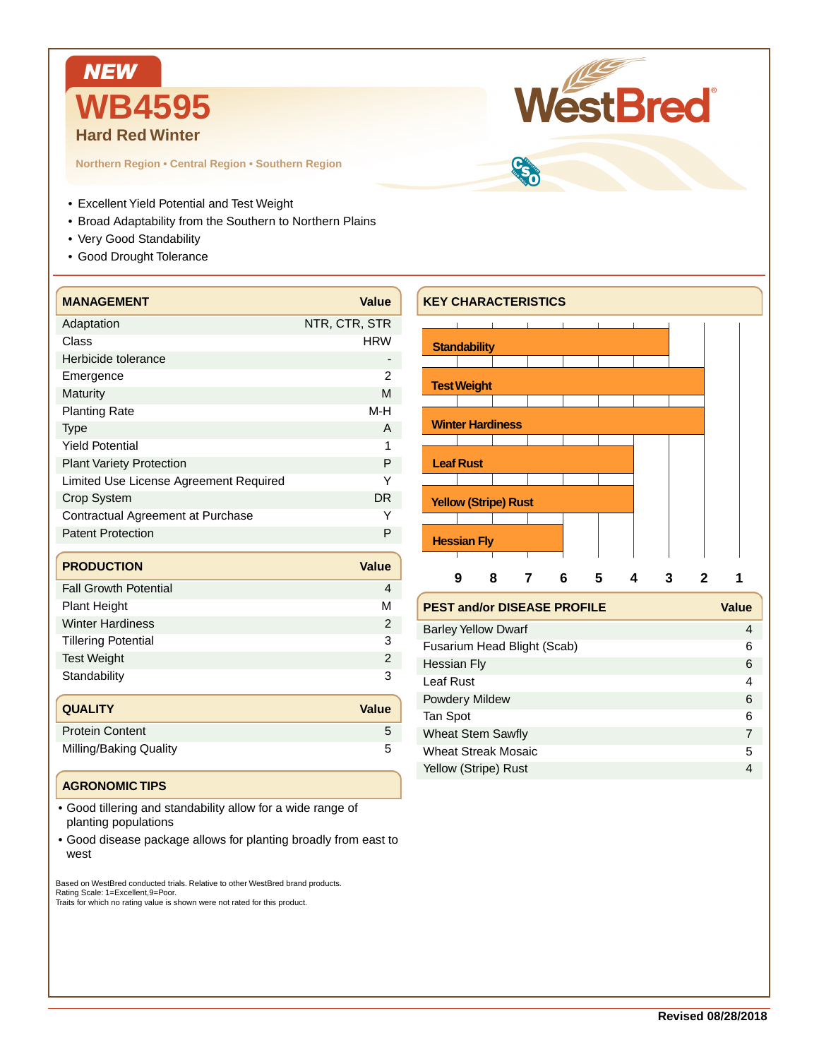**NEW**

# WB4595

## Hard Red Winter

Northern Region • Central Region • Southern Region

WestBred®

- Excellent Yield Potential and Test Weight
- Broad Adaptability from the Southern to Northern Plains
- Very Good Standability
- Good Drought Tolerance

| MANAGEMENT | Value |
|---|---|
| Adaptation | NTR, CTR, STR |
| Class | HRW |
| Herbicide tolerance | - |
| Emergence | 2 |
| Maturity | M |
| Planting Rate | M-H |
| Type | A |
| Yield Potential | 1 |
| Plant Variety Protection | P |
| Limited Use License Agreement Required | Y |
| Crop System | DR |
| Contractual Agreement at Purchase | Y |
| Patent Protection | P |

| PRODUCTION | Value |
|---|---|
| Fall Growth Potential | 4 |
| Plant Height | M |
| Winter Hardiness | 2 |
| Tillering Potential | 3 |
| Test Weight | 2 |
| Standability | 3 |

| QUALITY | Value |
|---|---|
| Protein Content | 5 |
| Milling/Baking Quality | 5 |

### AGRONOMIC TIPS

- Good tillering and standability allow for a wide range of planting populations
- Good disease package allows for planting broadly from east to west

### KEY CHARACTERISTICS

| Characteristic | Rating (9 to 1) |
|---|---|
| Standability | 3 |
| Test Weight | 2 |
| Winter Hardiness | 2 |
| Leaf Rust | 4 |
| Yellow (Stripe) Rust | 4 |
| Hessian Fly | 6 |

| PEST and/or DISEASE PROFILE | Value |
|---|---|
| Barley Yellow Dwarf | 4 |
| Fusarium Head Blight (Scab) | 6 |
| Hessian Fly | 6 |
| Leaf Rust | 4 |
| Powdery Mildew | 6 |
| Tan Spot | 6 |
| Wheat Stem Sawfly | 7 |
| Wheat Streak Mosaic | 5 |
| Yellow (Stripe) Rust | 4 |

Based on WestBred conducted trials. Relative to other WestBred brand products.
Rating Scale: 1=Excellent,9=Poor.
Traits for which no rating value is shown were not rated for this product.

**Revised 08/28/2018**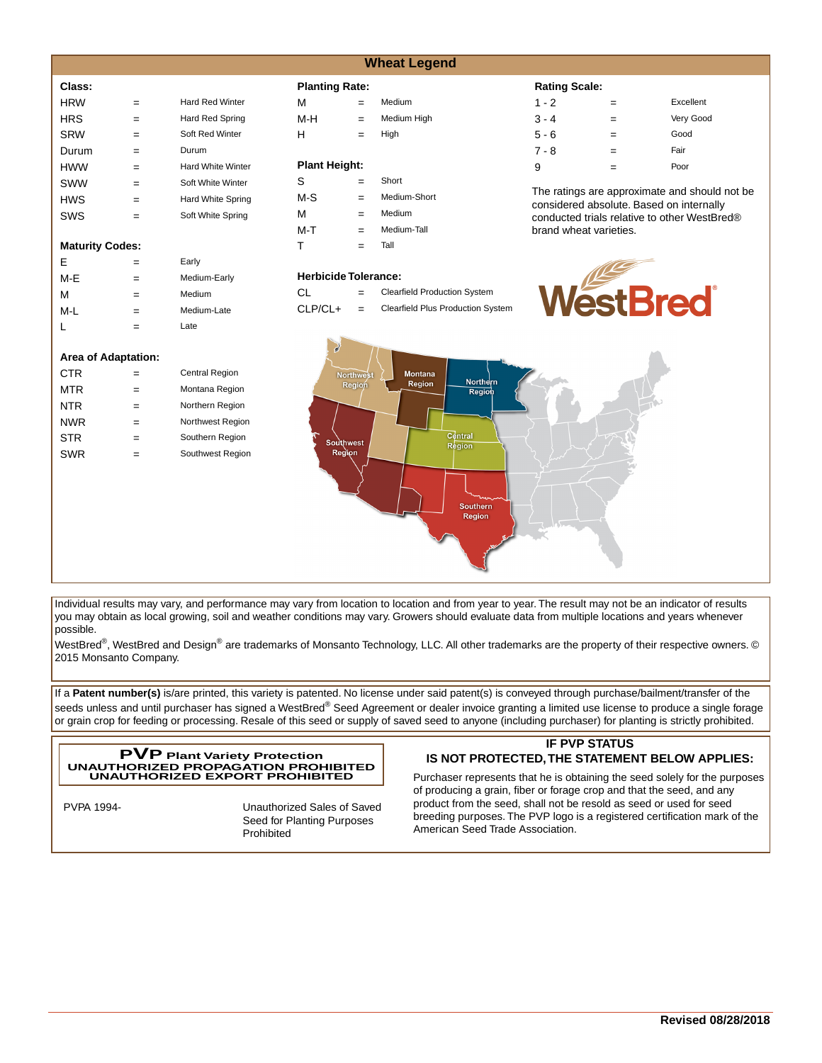## Wheat Legend

**Class:**

| | | |
|---|---|---|
| HRW | = | Hard Red Winter |
| HRS | = | Hard Red Spring |
| SRW | = | Soft Red Winter |
| Durum | = | Durum |
| HWW | = | Hard White Winter |
| SWW | = | Soft White Winter |
| HWS | = | Hard White Spring |
| SWS | = | Soft White Spring |

**Maturity Codes:**

| | | |
|---|---|---|
| E | = | Early |
| M-E | = | Medium-Early |
| M | = | Medium |
| M-L | = | Medium-Late |
| L | = | Late |

**Area of Adaptation:**

| | | |
|---|---|---|
| CTR | = | Central Region |
| MTR | = | Montana Region |
| NTR | = | Northern Region |
| NWR | = | Northwest Region |
| STR | = | Southern Region |
| SWR | = | Southwest Region |

**Planting Rate:**

| | | |
|---|---|---|
| M | = | Medium |
| M-H | = | Medium High |
| H | = | High |

**Plant Height:**

| | | |
|---|---|---|
| S | = | Short |
| M-S | = | Medium-Short |
| M | = | Medium |
| M-T | = | Medium-Tall |
| T | = | Tall |

**Herbicide Tolerance:**

| | | |
|---|---|---|
| CL | = | Clearfield Production System |
| CLP/CL+ | = | Clearfield Plus Production System |

**Rating Scale:**

| | | |
|---|---|---|
| 1 - 2 | = | Excellent |
| 3 - 4 | = | Very Good |
| 5 - 6 | = | Good |
| 7 - 8 | = | Fair |
| 9 | = | Poor |

The ratings are approximate and should not be considered absolute. Based on internally conducted trials relative to other WestBred® brand wheat varieties.

WestBred®

Northwest Region
Montana Region
Northern Region
Central Region
Southwest Region
Southern Region

Individual results may vary, and performance may vary from location to location and from year to year. The result may not be an indicator of results you may obtain as local growing, soil and weather conditions may vary. Growers should evaluate data from multiple locations and years whenever possible.

WestBred®, WestBred and Design® are trademarks of Monsanto Technology, LLC. All other trademarks are the property of their respective owners. © 2015 Monsanto Company.

If a **Patent number(s)** is/are printed, this variety is patented. No license under said patent(s) is conveyed through purchase/bailment/transfer of the seeds unless and until purchaser has signed a WestBred® Seed Agreement or dealer invoice granting a limited use license to produce a single forage or grain crop for feeding or processing. Resale of this seed or supply of saved seed to anyone (including purchaser) for planting is strictly prohibited.

**PVP Plant Variety Protection**
**UNAUTHORIZED PROPAGATION PROHIBITED**
**UNAUTHORIZED EXPORT PROHIBITED**

PVPA 1994-

Unauthorized Sales of Saved Seed for Planting Purposes Prohibited

**IF PVP STATUS IS NOT PROTECTED, THE STATEMENT BELOW APPLIES:**

Purchaser represents that he is obtaining the seed solely for the purposes of producing a grain, fiber or forage crop and that the seed, and any product from the seed, shall not be resold as seed or used for seed breeding purposes. The PVP logo is a registered certification mark of the American Seed Trade Association.

**Revised 08/28/2018**